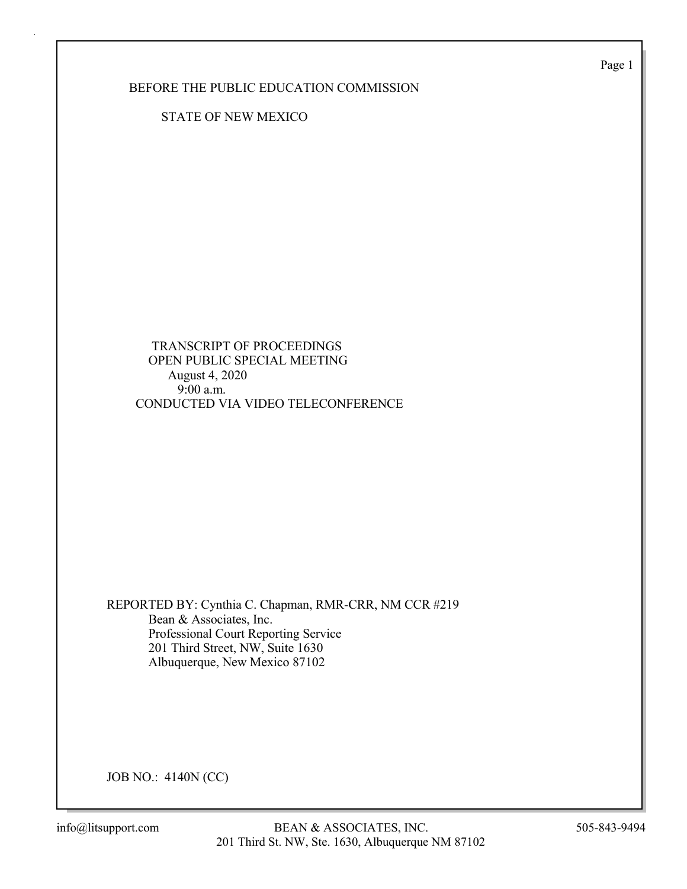BEFORE THE PUBLIC EDUCATION COMMISSION

STATE OF NEW MEXICO

TRANSCRIPT OF PROCEEDINGS
OPEN PUBLIC SPECIAL MEETING
August 4, 2020
9:00 a.m.
CONDUCTED VIA VIDEO TELECONFERENCE

REPORTED BY: Cynthia C. Chapman, RMR-CRR, NM CCR #219
Bean & Associates, Inc.
Professional Court Reporting Service
201 Third Street, NW, Suite 1630
Albuquerque, New Mexico 87102

JOB NO.: 4140N (CC)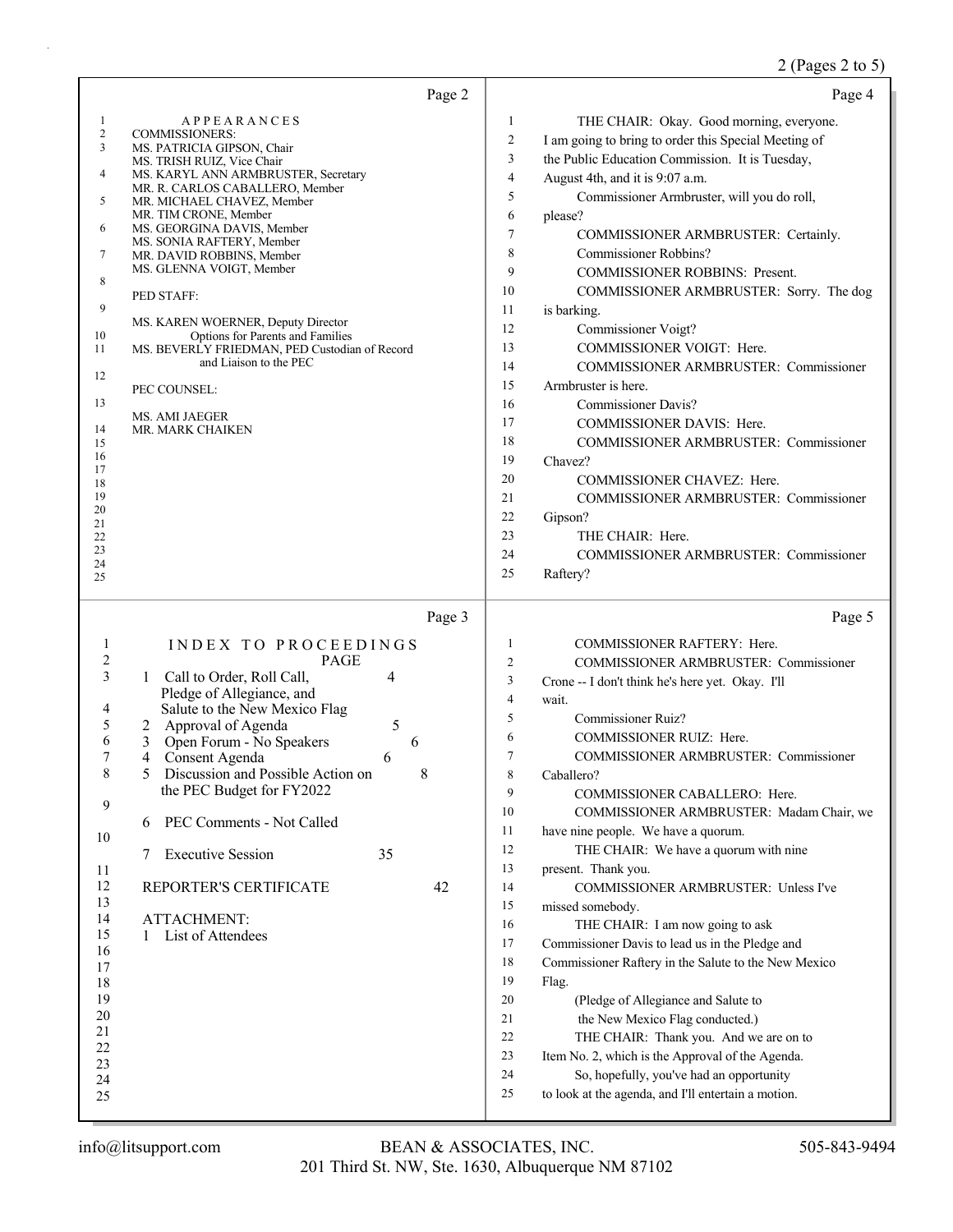## Page 2

APPEARANCES

COMMISSIONERS:

MS. PATRICIA GIPSON, Chair
MS. TRISH RUIZ, Vice Chair
MS. KARYL ANN ARMBRUSTER, Secretary
MR. R. CARLOS CABALLERO, Member
MR. MICHAEL CHAVEZ, Member
MR. TIM CRONE, Member
MS. GEORGINA DAVIS, Member
MS. SONIA RAFTERY, Member
MR. DAVID ROBBINS, Member
MS. GLENNA VOIGT, Member

PED STAFF:

MS. KAREN WOERNER, Deputy Director
Options for Parents and Families
MS. BEVERLY FRIEDMAN, PED Custodian of Record
and Liaison to the PEC

PEC COUNSEL:

MS. AMI JAEGER
MR. MARK CHAIKEN

## Page 3

INDEX TO PROCEEDINGS

| | | PAGE |
|---|---|---|
| 1 | Call to Order, Roll Call, Pledge of Allegiance, and Salute to the New Mexico Flag | 4 |
| 2 | Approval of Agenda | 5 |
| 3 | Open Forum - No Speakers | 6 |
| 4 | Consent Agenda | 6 |
| 5 | Discussion and Possible Action on the PEC Budget for FY2022 | 8 |
| 6 | PEC Comments - Not Called | |
| 7 | Executive Session | 35 |
| | REPORTER'S CERTIFICATE | 42 |

ATTACHMENT:

1 List of Attendees

## Page 4

THE CHAIR: Okay. Good morning, everyone. I am going to bring to order this Special Meeting of the Public Education Commission. It is Tuesday, August 4th, and it is 9:07 a.m.

Commissioner Armbruster, will you do roll, please?

COMMISSIONER ARMBRUSTER: Certainly.

Commissioner Robbins?

COMMISSIONER ROBBINS: Present.

COMMISSIONER ARMBRUSTER: Sorry. The dog is barking.

Commissioner Voigt?

COMMISSIONER VOIGT: Here.

COMMISSIONER ARMBRUSTER: Commissioner Armbruster is here.

Commissioner Davis?

COMMISSIONER DAVIS: Here.

COMMISSIONER ARMBRUSTER: Commissioner Chavez?

COMMISSIONER CHAVEZ: Here.

COMMISSIONER ARMBRUSTER: Commissioner Gipson?

THE CHAIR: Here.

COMMISSIONER ARMBRUSTER: Commissioner Raftery?

## Page 5

COMMISSIONER RAFTERY: Here.

COMMISSIONER ARMBRUSTER: Commissioner Crone -- I don't think he's here yet. Okay. I'll wait.

Commissioner Ruiz?

COMMISSIONER RUIZ: Here.

COMMISSIONER ARMBRUSTER: Commissioner Caballero?

COMMISSIONER CABALLERO: Here.

COMMISSIONER ARMBRUSTER: Madam Chair, we have nine people. We have a quorum.

THE CHAIR: We have a quorum with nine present. Thank you.

COMMISSIONER ARMBRUSTER: Unless I've missed somebody.

THE CHAIR: I am now going to ask Commissioner Davis to lead us in the Pledge and Commissioner Raftery in the Salute to the New Mexico Flag.

(Pledge of Allegiance and Salute to the New Mexico Flag conducted.)

THE CHAIR: Thank you. And we are on to Item No. 2, which is the Approval of the Agenda.

So, hopefully, you've had an opportunity to look at the agenda, and I'll entertain a motion.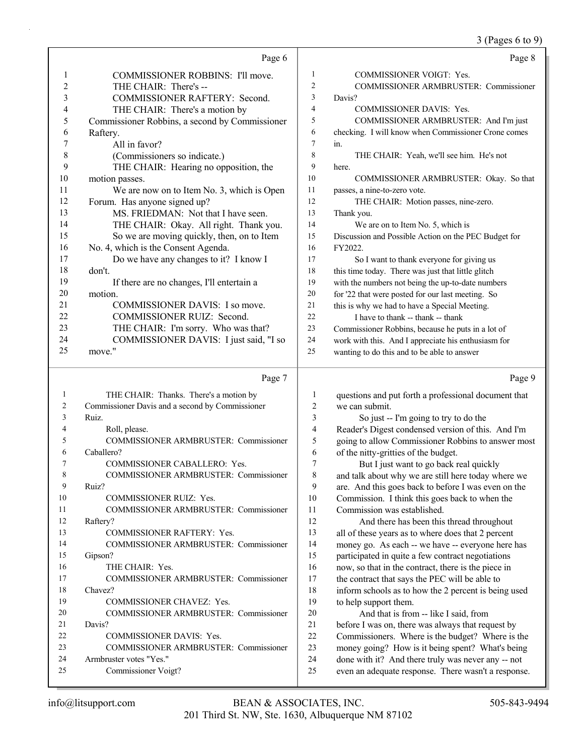Page 6

1 COMMISSIONER ROBBINS: I'll move.
2 THE CHAIR: There's --
3 COMMISSIONER RAFTERY: Second.
4 THE CHAIR: There's a motion by
5 Commissioner Robbins, a second by Commissioner
6 Raftery.
7 All in favor?
8 (Commissioners so indicate.)
9 THE CHAIR: Hearing no opposition, the
10 motion passes.
11 We are now on to Item No. 3, which is Open
12 Forum. Has anyone signed up?
13 MS. FRIEDMAN: Not that I have seen.
14 THE CHAIR: Okay. All right. Thank you.
15 So we are moving quickly, then, on to Item
16 No. 4, which is the Consent Agenda.
17 Do we have any changes to it? I know I
18 don't.
19 If there are no changes, I'll entertain a
20 motion.
21 COMMISSIONER DAVIS: I so move.
22 COMMISSIONER RUIZ: Second.
23 THE CHAIR: I'm sorry. Who was that?
24 COMMISSIONER DAVIS: I just said, "I so
25 move."

Page 7

1 THE CHAIR: Thanks. There's a motion by
2 Commissioner Davis and a second by Commissioner
3 Ruiz.
4 Roll, please.
5 COMMISSIONER ARMBRUSTER: Commissioner
6 Caballero?
7 COMMISSIONER CABALLERO: Yes.
8 COMMISSIONER ARMBRUSTER: Commissioner
9 Ruiz?
10 COMMISSIONER RUIZ: Yes.
11 COMMISSIONER ARMBRUSTER: Commissioner
12 Raftery?
13 COMMISSIONER RAFTERY: Yes.
14 COMMISSIONER ARMBRUSTER: Commissioner
15 Gipson?
16 THE CHAIR: Yes.
17 COMMISSIONER ARMBRUSTER: Commissioner
18 Chavez?
19 COMMISSIONER CHAVEZ: Yes.
20 COMMISSIONER ARMBRUSTER: Commissioner
21 Davis?
22 COMMISSIONER DAVIS: Yes.
23 COMMISSIONER ARMBRUSTER: Commissioner
24 Armbruster votes "Yes."
25 Commissioner Voigt?

Page 8

1 COMMISSIONER VOIGT: Yes.
2 COMMISSIONER ARMBRUSTER: Commissioner
3 Davis?
4 COMMISSIONER DAVIS: Yes.
5 COMMISSIONER ARMBRUSTER: And I'm just
6 checking. I will know when Commissioner Crone comes
7 in.
8 THE CHAIR: Yeah, we'll see him. He's not
9 here.
10 COMMISSIONER ARMBRUSTER: Okay. So that
11 passes, a nine-to-zero vote.
12 THE CHAIR: Motion passes, nine-zero.
13 Thank you.
14 We are on to Item No. 5, which is
15 Discussion and Possible Action on the PEC Budget for
16 FY2022.
17 So I want to thank everyone for giving us
18 this time today. There was just that little glitch
19 with the numbers not being the up-to-date numbers
20 for '22 that were posted for our last meeting. So
21 this is why we had to have a Special Meeting.
22 I have to thank -- thank -- thank
23 Commissioner Robbins, because he puts in a lot of
24 work with this. And I appreciate his enthusiasm for
25 wanting to do this and to be able to answer

Page 9

1 questions and put forth a professional document that
2 we can submit.
3 So just -- I'm going to try to do the
4 Reader's Digest condensed version of this. And I'm
5 going to allow Commissioner Robbins to answer most
6 of the nitty-gritties of the budget.
7 But I just want to go back real quickly
8 and talk about why we are still here today where we
9 are. And this goes back to before I was even on the
10 Commission. I think this goes back to when the
11 Commission was established.
12 And there has been this thread throughout
13 all of these years as to where does that 2 percent
14 money go. As each -- we have -- everyone here has
15 participated in quite a few contract negotiations
16 now, so that in the contract, there is the piece in
17 the contract that says the PEC will be able to
18 inform schools as to how the 2 percent is being used
19 to help support them.
20 And that is from -- like I said, from
21 before I was on, there was always that request by
22 Commissioners. Where is the budget? Where is the
23 money going? How is it being spent? What's being
24 done with it? And there truly was never any -- not
25 even an adequate response. There wasn't a response.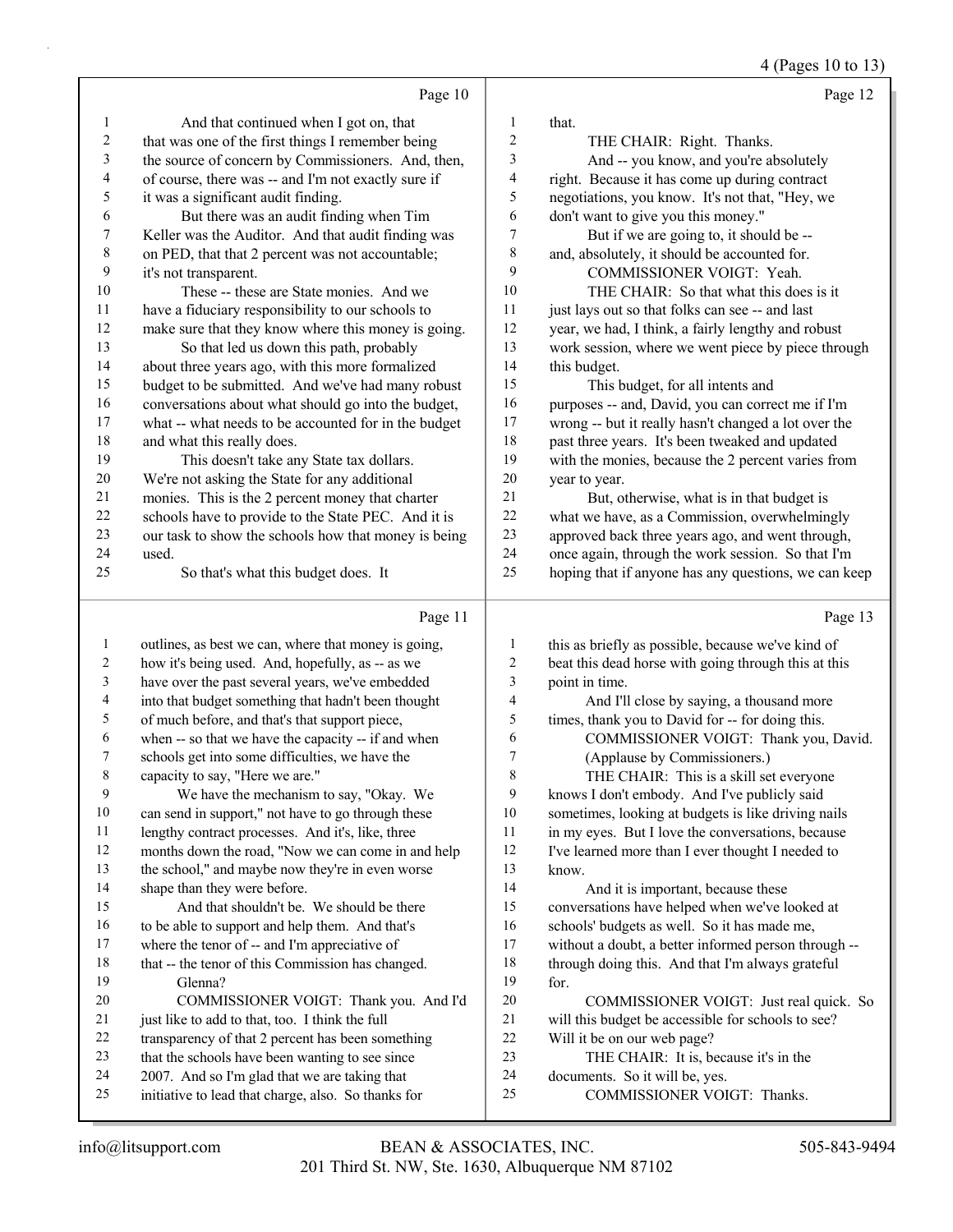Page 10

1 And that continued when I got on, that
2 that was one of the first things I remember being
3 the source of concern by Commissioners. And, then,
4 of course, there was -- and I'm not exactly sure if
5 it was a significant audit finding.
6 But there was an audit finding when Tim
7 Keller was the Auditor. And that audit finding was
8 on PED, that that 2 percent was not accountable;
9 it's not transparent.
10 These -- these are State monies. And we
11 have a fiduciary responsibility to our schools to
12 make sure that they know where this money is going.
13 So that led us down this path, probably
14 about three years ago, with this more formalized
15 budget to be submitted. And we've had many robust
16 conversations about what should go into the budget,
17 what -- what needs to be accounted for in the budget
18 and what this really does.
19 This doesn't take any State tax dollars.
20 We're not asking the State for any additional
21 monies. This is the 2 percent money that charter
22 schools have to provide to the State PEC. And it is
23 our task to show the schools how that money is being
24 used.
25 So that's what this budget does. It

Page 11

1 outlines, as best we can, where that money is going,
2 how it's being used. And, hopefully, as -- as we
3 have over the past several years, we've embedded
4 into that budget something that hadn't been thought
5 of much before, and that's that support piece,
6 when -- so that we have the capacity -- if and when
7 schools get into some difficulties, we have the
8 capacity to say, "Here we are."
9 We have the mechanism to say, "Okay. We
10 can send in support," not have to go through these
11 lengthy contract processes. And it's, like, three
12 months down the road, "Now we can come in and help
13 the school," and maybe now they're in even worse
14 shape than they were before.
15 And that shouldn't be. We should be there
16 to be able to support and help them. And that's
17 where the tenor of -- and I'm appreciative of
18 that -- the tenor of this Commission has changed.
19 Glenna?
20 COMMISSIONER VOIGT: Thank you. And I'd
21 just like to add to that, too. I think the full
22 transparency of that 2 percent has been something
23 that the schools have been wanting to see since
24 2007. And so I'm glad that we are taking that
25 initiative to lead that charge, also. So thanks for

Page 12

1 that.
2 THE CHAIR: Right. Thanks.
3 And -- you know, and you're absolutely
4 right. Because it has come up during contract
5 negotiations, you know. It's not that, "Hey, we
6 don't want to give you this money."
7 But if we are going to, it should be --
8 and, absolutely, it should be accounted for.
9 COMMISSIONER VOIGT: Yeah.
10 THE CHAIR: So that what this does is it
11 just lays out so that folks can see -- and last
12 year, we had, I think, a fairly lengthy and robust
13 work session, where we went piece by piece through
14 this budget.
15 This budget, for all intents and
16 purposes -- and, David, you can correct me if I'm
17 wrong -- but it really hasn't changed a lot over the
18 past three years. It's been tweaked and updated
19 with the monies, because the 2 percent varies from
20 year to year.
21 But, otherwise, what is in that budget is
22 what we have, as a Commission, overwhelmingly
23 approved back three years ago, and went through,
24 once again, through the work session. So that I'm
25 hoping that if anyone has any questions, we can keep

Page 13

1 this as briefly as possible, because we've kind of
2 beat this dead horse with going through this at this
3 point in time.
4 And I'll close by saying, a thousand more
5 times, thank you to David for -- for doing this.
6 COMMISSIONER VOIGT: Thank you, David.
7 (Applause by Commissioners.)
8 THE CHAIR: This is a skill set everyone
9 knows I don't embody. And I've publicly said
10 sometimes, looking at budgets is like driving nails
11 in my eyes. But I love the conversations, because
12 I've learned more than I ever thought I needed to
13 know.
14 And it is important, because these
15 conversations have helped when we've looked at
16 schools' budgets as well. So it has made me,
17 without a doubt, a better informed person through --
18 through doing this. And that I'm always grateful
19 for.
20 COMMISSIONER VOIGT: Just real quick. So
21 will this budget be accessible for schools to see?
22 Will it be on our web page?
23 THE CHAIR: It is, because it's in the
24 documents. So it will be, yes.
25 COMMISSIONER VOIGT: Thanks.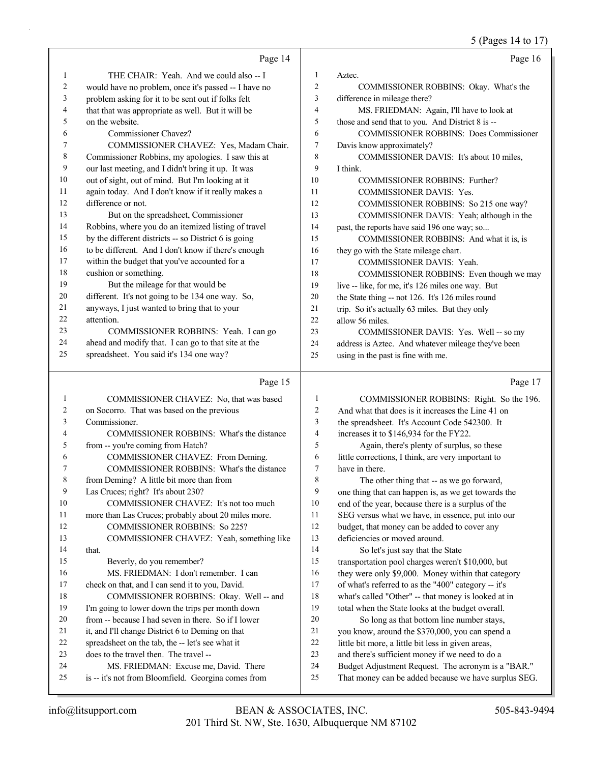Page 14

1 THE CHAIR: Yeah. And we could also -- I
2 would have no problem, once it's passed -- I have no
3 problem asking for it to be sent out if folks felt
4 that that was appropriate as well. But it will be
5 on the website.
6 Commissioner Chavez?
7 COMMISSIONER CHAVEZ: Yes, Madam Chair.
8 Commissioner Robbins, my apologies. I saw this at
9 our last meeting, and I didn't bring it up. It was
10 out of sight, out of mind. But I'm looking at it
11 again today. And I don't know if it really makes a
12 difference or not.
13 But on the spreadsheet, Commissioner
14 Robbins, where you do an itemized listing of travel
15 by the different districts -- so District 6 is going
16 to be different. And I don't know if there's enough
17 within the budget that you've accounted for a
18 cushion or something.
19 But the mileage for that would be
20 different. It's not going to be 134 one way. So,
21 anyways, I just wanted to bring that to your
22 attention.
23 COMMISSIONER ROBBINS: Yeah. I can go
24 ahead and modify that. I can go to that site at the
25 spreadsheet. You said it's 134 one way?

Page 15

1 COMMISSIONER CHAVEZ: No, that was based
2 on Socorro. That was based on the previous
3 Commissioner.
4 COMMISSIONER ROBBINS: What's the distance
5 from -- you're coming from Hatch?
6 COMMISSIONER CHAVEZ: From Deming.
7 COMMISSIONER ROBBINS: What's the distance
8 from Deming? A little bit more than from
9 Las Cruces; right? It's about 230?
10 COMMISSIONER CHAVEZ: It's not too much
11 more than Las Cruces; probably about 20 miles more.
12 COMMISSIONER ROBBINS: So 225?
13 COMMISSIONER CHAVEZ: Yeah, something like
14 that.
15 Beverly, do you remember?
16 MS. FRIEDMAN: I don't remember. I can
17 check on that, and I can send it to you, David.
18 COMMISSIONER ROBBINS: Okay. Well -- and
19 I'm going to lower down the trips per month down
20 from -- because I had seven in there. So if I lower
21 it, and I'll change District 6 to Deming on that
22 spreadsheet on the tab, the -- let's see what it
23 does to the travel then. The travel --
24 MS. FRIEDMAN: Excuse me, David. There
25 is -- it's not from Bloomfield. Georgina comes from

Page 16

1 Aztec.
2 COMMISSIONER ROBBINS: Okay. What's the
3 difference in mileage there?
4 MS. FRIEDMAN: Again, I'll have to look at
5 those and send that to you. And District 8 is --
6 COMMISSIONER ROBBINS: Does Commissioner
7 Davis know approximately?
8 COMMISSIONER DAVIS: It's about 10 miles,
9 I think.
10 COMMISSIONER ROBBINS: Further?
11 COMMISSIONER DAVIS: Yes.
12 COMMISSIONER ROBBINS: So 215 one way?
13 COMMISSIONER DAVIS: Yeah; although in the
14 past, the reports have said 196 one way; so...
15 COMMISSIONER ROBBINS: And what it is, is
16 they go with the State mileage chart.
17 COMMISSIONER DAVIS: Yeah.
18 COMMISSIONER ROBBINS: Even though we may
19 live -- like, for me, it's 126 miles one way. But
20 the State thing -- not 126. It's 126 miles round
21 trip. So it's actually 63 miles. But they only
22 allow 56 miles.
23 COMMISSIONER DAVIS: Yes. Well -- so my
24 address is Aztec. And whatever mileage they've been
25 using in the past is fine with me.

Page 17

1 COMMISSIONER ROBBINS: Right. So the 196.
2 And what that does is it increases the Line 41 on
3 the spreadsheet. It's Account Code 542300. It
4 increases it to $146,934 for the FY22.
5 Again, there's plenty of surplus, so these
6 little corrections, I think, are very important to
7 have in there.
8 The other thing that -- as we go forward,
9 one thing that can happen is, as we get towards the
10 end of the year, because there is a surplus of the
11 SEG versus what we have, in essence, put into our
12 budget, that money can be added to cover any
13 deficiencies or moved around.
14 So let's just say that the State
15 transportation pool charges weren't $10,000, but
16 they were only $9,000. Money within that category
17 of what's referred to as the "400" category -- it's
18 what's called "Other" -- that money is looked at in
19 total when the State looks at the budget overall.
20 So long as that bottom line number stays,
21 you know, around the $370,000, you can spend a
22 little bit more, a little bit less in given areas,
23 and there's sufficient money if we need to do a
24 Budget Adjustment Request. The acronym is a "BAR."
25 That money can be added because we have surplus SEG.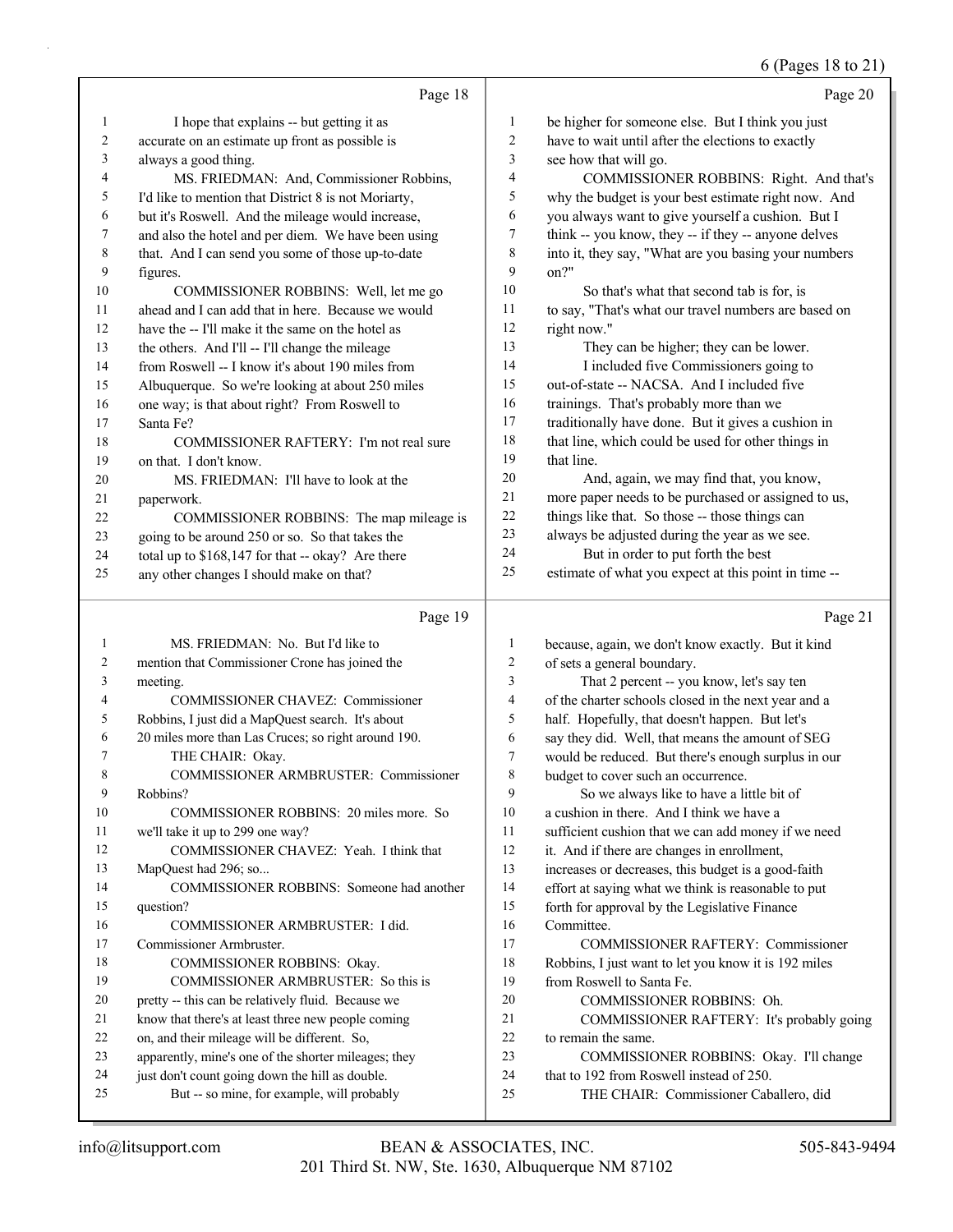Page 18

1 I hope that explains -- but getting it as
2 accurate on an estimate up front as possible is
3 always a good thing.
4 MS. FRIEDMAN: And, Commissioner Robbins,
5 I'd like to mention that District 8 is not Moriarty,
6 but it's Roswell. And the mileage would increase,
7 and also the hotel and per diem. We have been using
8 that. And I can send you some of those up-to-date
9 figures.
10 COMMISSIONER ROBBINS: Well, let me go
11 ahead and I can add that in here. Because we would
12 have the -- I'll make it the same on the hotel as
13 the others. And I'll -- I'll change the mileage
14 from Roswell -- I know it's about 190 miles from
15 Albuquerque. So we're looking at about 250 miles
16 one way; is that about right? From Roswell to
17 Santa Fe?
18 COMMISSIONER RAFTERY: I'm not real sure
19 on that. I don't know.
20 MS. FRIEDMAN: I'll have to look at the
21 paperwork.
22 COMMISSIONER ROBBINS: The map mileage is
23 going to be around 250 or so. So that takes the
24 total up to $168,147 for that -- okay? Are there
25 any other changes I should make on that?

Page 19

1 MS. FRIEDMAN: No. But I'd like to
2 mention that Commissioner Crone has joined the
3 meeting.
4 COMMISSIONER CHAVEZ: Commissioner
5 Robbins, I just did a MapQuest search. It's about
6 20 miles more than Las Cruces; so right around 190.
7 THE CHAIR: Okay.
8 COMMISSIONER ARMBRUSTER: Commissioner
9 Robbins?
10 COMMISSIONER ROBBINS: 20 miles more. So
11 we'll take it up to 299 one way?
12 COMMISSIONER CHAVEZ: Yeah. I think that
13 MapQuest had 296; so...
14 COMMISSIONER ROBBINS: Someone had another
15 question?
16 COMMISSIONER ARMBRUSTER: I did.
17 Commissioner Armbruster.
18 COMMISSIONER ROBBINS: Okay.
19 COMMISSIONER ARMBRUSTER: So this is
20 pretty -- this can be relatively fluid. Because we
21 know that there's at least three new people coming
22 on, and their mileage will be different. So,
23 apparently, mine's one of the shorter mileages; they
24 just don't count going down the hill as double.
25 But -- so mine, for example, will probably

Page 20

1 be higher for someone else. But I think you just
2 have to wait until after the elections to exactly
3 see how that will go.
4 COMMISSIONER ROBBINS: Right. And that's
5 why the budget is your best estimate right now. And
6 you always want to give yourself a cushion. But I
7 think -- you know, they -- if they -- anyone delves
8 into it, they say, "What are you basing your numbers
9 on?"
10 So that's what that second tab is for, is
11 to say, "That's what our travel numbers are based on
12 right now."
13 They can be higher; they can be lower.
14 I included five Commissioners going to
15 out-of-state -- NACSA. And I included five
16 trainings. That's probably more than we
17 traditionally have done. But it gives a cushion in
18 that line, which could be used for other things in
19 that line.
20 And, again, we may find that, you know,
21 more paper needs to be purchased or assigned to us,
22 things like that. So those -- those things can
23 always be adjusted during the year as we see.
24 But in order to put forth the best
25 estimate of what you expect at this point in time --

Page 21

1 because, again, we don't know exactly. But it kind
2 of sets a general boundary.
3 That 2 percent -- you know, let's say ten
4 of the charter schools closed in the next year and a
5 half. Hopefully, that doesn't happen. But let's
6 say they did. Well, that means the amount of SEG
7 would be reduced. But there's enough surplus in our
8 budget to cover such an occurrence.
9 So we always like to have a little bit of
10 a cushion in there. And I think we have a
11 sufficient cushion that we can add money if we need
12 it. And if there are changes in enrollment,
13 increases or decreases, this budget is a good-faith
14 effort at saying what we think is reasonable to put
15 forth for approval by the Legislative Finance
16 Committee.
17 COMMISSIONER RAFTERY: Commissioner
18 Robbins, I just want to let you know it is 192 miles
19 from Roswell to Santa Fe.
20 COMMISSIONER ROBBINS: Oh.
21 COMMISSIONER RAFTERY: It's probably going
22 to remain the same.
23 COMMISSIONER ROBBINS: Okay. I'll change
24 that to 192 from Roswell instead of 250.
25 THE CHAIR: Commissioner Caballero, did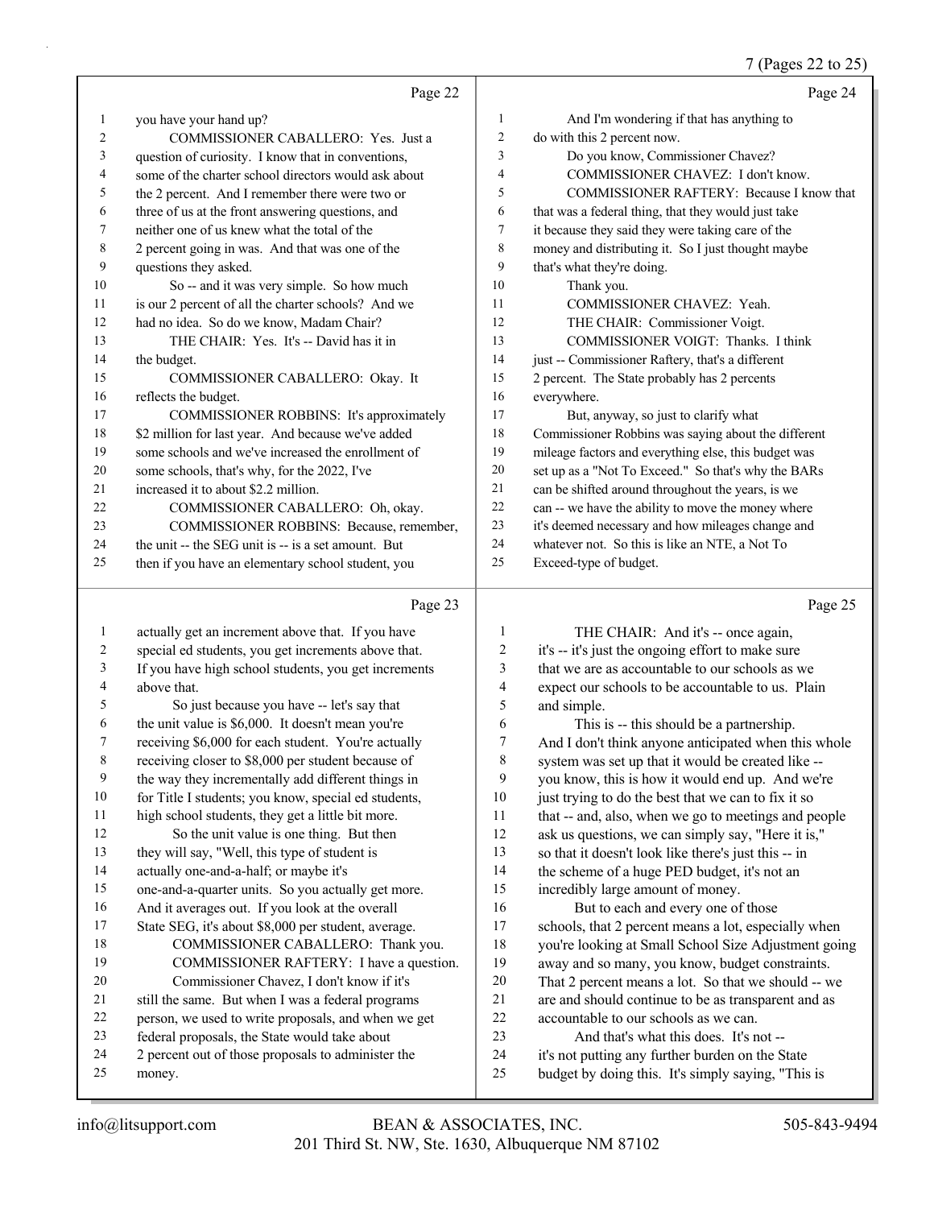Page 22

1 you have your hand up?
2 COMMISSIONER CABALLERO: Yes. Just a
3 question of curiosity. I know that in conventions,
4 some of the charter school directors would ask about
5 the 2 percent. And I remember there were two or
6 three of us at the front answering questions, and
7 neither one of us knew what the total of the
8 2 percent going in was. And that was one of the
9 questions they asked.
10 So -- and it was very simple. So how much
11 is our 2 percent of all the charter schools? And we
12 had no idea. So do we know, Madam Chair?
13 THE CHAIR: Yes. It's -- David has it in
14 the budget.
15 COMMISSIONER CABALLERO: Okay. It
16 reflects the budget.
17 COMMISSIONER ROBBINS: It's approximately
18 $2 million for last year. And because we've added
19 some schools and we've increased the enrollment of
20 some schools, that's why, for the 2022, I've
21 increased it to about $2.2 million.
22 COMMISSIONER CABALLERO: Oh, okay.
23 COMMISSIONER ROBBINS: Because, remember,
24 the unit -- the SEG unit is -- is a set amount. But
25 then if you have an elementary school student, you

Page 23

1 actually get an increment above that. If you have
2 special ed students, you get increments above that.
3 If you have high school students, you get increments
4 above that.
5 So just because you have -- let's say that
6 the unit value is $6,000. It doesn't mean you're
7 receiving $6,000 for each student. You're actually
8 receiving closer to $8,000 per student because of
9 the way they incrementally add different things in
10 for Title I students; you know, special ed students,
11 high school students, they get a little bit more.
12 So the unit value is one thing. But then
13 they will say, "Well, this type of student is
14 actually one-and-a-half; or maybe it's
15 one-and-a-quarter units. So you actually get more.
16 And it averages out. If you look at the overall
17 State SEG, it's about $8,000 per student, average.
18 COMMISSIONER CABALLERO: Thank you.
19 COMMISSIONER RAFTERY: I have a question.
20 Commissioner Chavez, I don't know if it's
21 still the same. But when I was a federal programs
22 person, we used to write proposals, and when we get
23 federal proposals, the State would take about
24 2 percent out of those proposals to administer the
25 money.

Page 24

1 And I'm wondering if that has anything to
2 do with this 2 percent now.
3 Do you know, Commissioner Chavez?
4 COMMISSIONER CHAVEZ: I don't know.
5 COMMISSIONER RAFTERY: Because I know that
6 that was a federal thing, that they would just take
7 it because they said they were taking care of the
8 money and distributing it. So I just thought maybe
9 that's what they're doing.
10 Thank you.
11 COMMISSIONER CHAVEZ: Yeah.
12 THE CHAIR: Commissioner Voigt.
13 COMMISSIONER VOIGT: Thanks. I think
14 just -- Commissioner Raftery, that's a different
15 2 percent. The State probably has 2 percents
16 everywhere.
17 But, anyway, so just to clarify what
18 Commissioner Robbins was saying about the different
19 mileage factors and everything else, this budget was
20 set up as a "Not To Exceed." So that's why the BARs
21 can be shifted around throughout the years, is we
22 can -- we have the ability to move the money where
23 it's deemed necessary and how mileages change and
24 whatever not. So this is like an NTE, a Not To
25 Exceed-type of budget.

Page 25

1 THE CHAIR: And it's -- once again,
2 it's -- it's just the ongoing effort to make sure
3 that we are as accountable to our schools as we
4 expect our schools to be accountable to us. Plain
5 and simple.
6 This is -- this should be a partnership.
7 And I don't think anyone anticipated when this whole
8 system was set up that it would be created like --
9 you know, this is how it would end up. And we're
10 just trying to do the best that we can to fix it so
11 that -- and, also, when we go to meetings and people
12 ask us questions, we can simply say, "Here it is,"
13 so that it doesn't look like there's just this -- in
14 the scheme of a huge PED budget, it's not an
15 incredibly large amount of money.
16 But to each and every one of those
17 schools, that 2 percent means a lot, especially when
18 you're looking at Small School Size Adjustment going
19 away and so many, you know, budget constraints.
20 That 2 percent means a lot. So that we should -- we
21 are and should continue to be as transparent and as
22 accountable to our schools as we can.
23 And that's what this does. It's not --
24 it's not putting any further burden on the State
25 budget by doing this. It's simply saying, "This is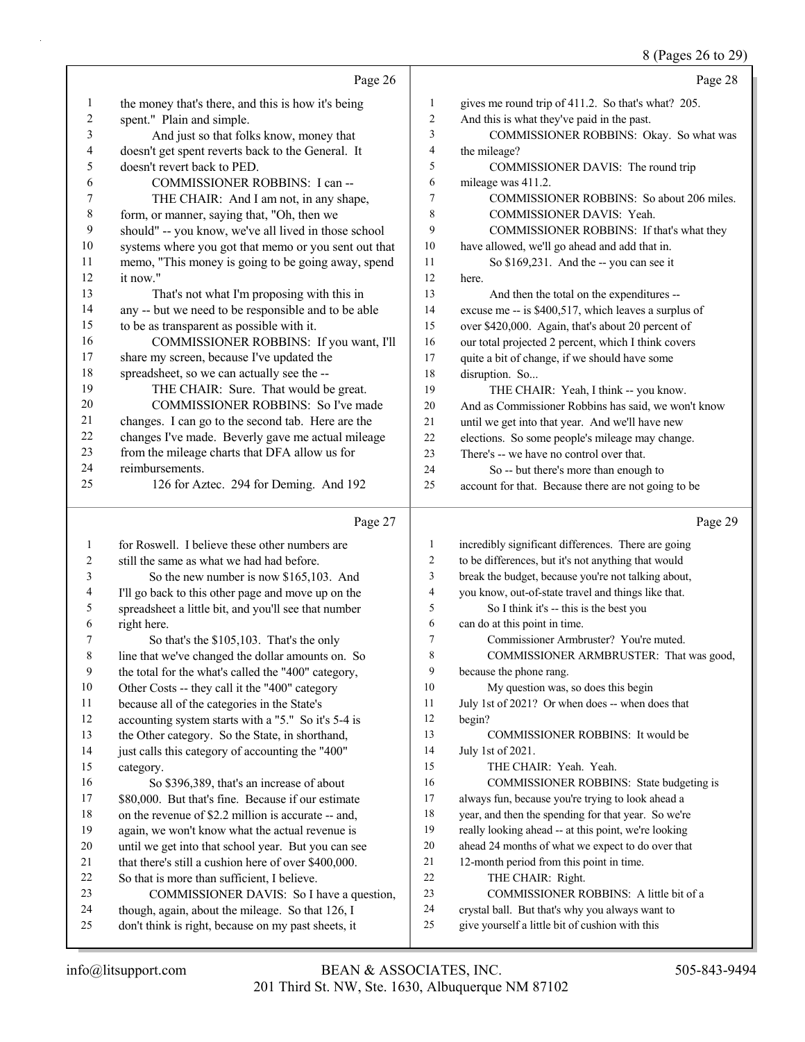Page 26

1 the money that's there, and this is how it's being
2 spent." Plain and simple.
3 And just so that folks know, money that
4 doesn't get spent reverts back to the General. It
5 doesn't revert back to PED.
6 COMMISSIONER ROBBINS: I can --
7 THE CHAIR: And I am not, in any shape,
8 form, or manner, saying that, "Oh, then we
9 should" -- you know, we've all lived in those school
10 systems where you got that memo or you sent out that
11 memo, "This money is going to be going away, spend
12 it now."
13 That's not what I'm proposing with this in
14 any -- but we need to be responsible and to be able
15 to be as transparent as possible with it.
16 COMMISSIONER ROBBINS: If you want, I'll
17 share my screen, because I've updated the
18 spreadsheet, so we can actually see the --
19 THE CHAIR: Sure. That would be great.
20 COMMISSIONER ROBBINS: So I've made
21 changes. I can go to the second tab. Here are the
22 changes I've made. Beverly gave me actual mileage
23 from the mileage charts that DFA allow us for
24 reimbursements.
25 126 for Aztec. 294 for Deming. And 192

Page 27

1 for Roswell. I believe these other numbers are
2 still the same as what we had had before.
3 So the new number is now $165,103. And
4 I'll go back to this other page and move up on the
5 spreadsheet a little bit, and you'll see that number
6 right here.
7 So that's the $105,103. That's the only
8 line that we've changed the dollar amounts on. So
9 the total for the what's called the "400" category,
10 Other Costs -- they call it the "400" category
11 because all of the categories in the State's
12 accounting system starts with a "5." So it's 5-4 is
13 the Other category. So the State, in shorthand,
14 just calls this category of accounting the "400"
15 category.
16 So $396,389, that's an increase of about
17 $80,000. But that's fine. Because if our estimate
18 on the revenue of $2.2 million is accurate -- and,
19 again, we won't know what the actual revenue is
20 until we get into that school year. But you can see
21 that there's still a cushion here of over $400,000.
22 So that is more than sufficient, I believe.
23 COMMISSIONER DAVIS: So I have a question,
24 though, again, about the mileage. So that 126, I
25 don't think is right, because on my past sheets, it

Page 28

1 gives me round trip of 411.2. So that's what? 205.
2 And this is what they've paid in the past.
3 COMMISSIONER ROBBINS: Okay. So what was
4 the mileage?
5 COMMISSIONER DAVIS: The round trip
6 mileage was 411.2.
7 COMMISSIONER ROBBINS: So about 206 miles.
8 COMMISSIONER DAVIS: Yeah.
9 COMMISSIONER ROBBINS: If that's what they
10 have allowed, we'll go ahead and add that in.
11 So $169,231. And the -- you can see it
12 here.
13 And then the total on the expenditures --
14 excuse me -- is $400,517, which leaves a surplus of
15 over $420,000. Again, that's about 20 percent of
16 our total projected 2 percent, which I think covers
17 quite a bit of change, if we should have some
18 disruption. So...
19 THE CHAIR: Yeah, I think -- you know.
20 And as Commissioner Robbins has said, we won't know
21 until we get into that year. And we'll have new
22 elections. So some people's mileage may change.
23 There's -- we have no control over that.
24 So -- but there's more than enough to
25 account for that. Because there are not going to be

Page 29

1 incredibly significant differences. There are going
2 to be differences, but it's not anything that would
3 break the budget, because you're not talking about,
4 you know, out-of-state travel and things like that.
5 So I think it's -- this is the best you
6 can do at this point in time.
7 Commissioner Armbruster? You're muted.
8 COMMISSIONER ARMBRUSTER: That was good,
9 because the phone rang.
10 My question was, so does this begin
11 July 1st of 2021? Or when does -- when does that
12 begin?
13 COMMISSIONER ROBBINS: It would be
14 July 1st of 2021.
15 THE CHAIR: Yeah. Yeah.
16 COMMISSIONER ROBBINS: State budgeting is
17 always fun, because you're trying to look ahead a
18 year, and then the spending for that year. So we're
19 really looking ahead -- at this point, we're looking
20 ahead 24 months of what we expect to do over that
21 12-month period from this point in time.
22 THE CHAIR: Right.
23 COMMISSIONER ROBBINS: A little bit of a
24 crystal ball. But that's why you always want to
25 give yourself a little bit of cushion with this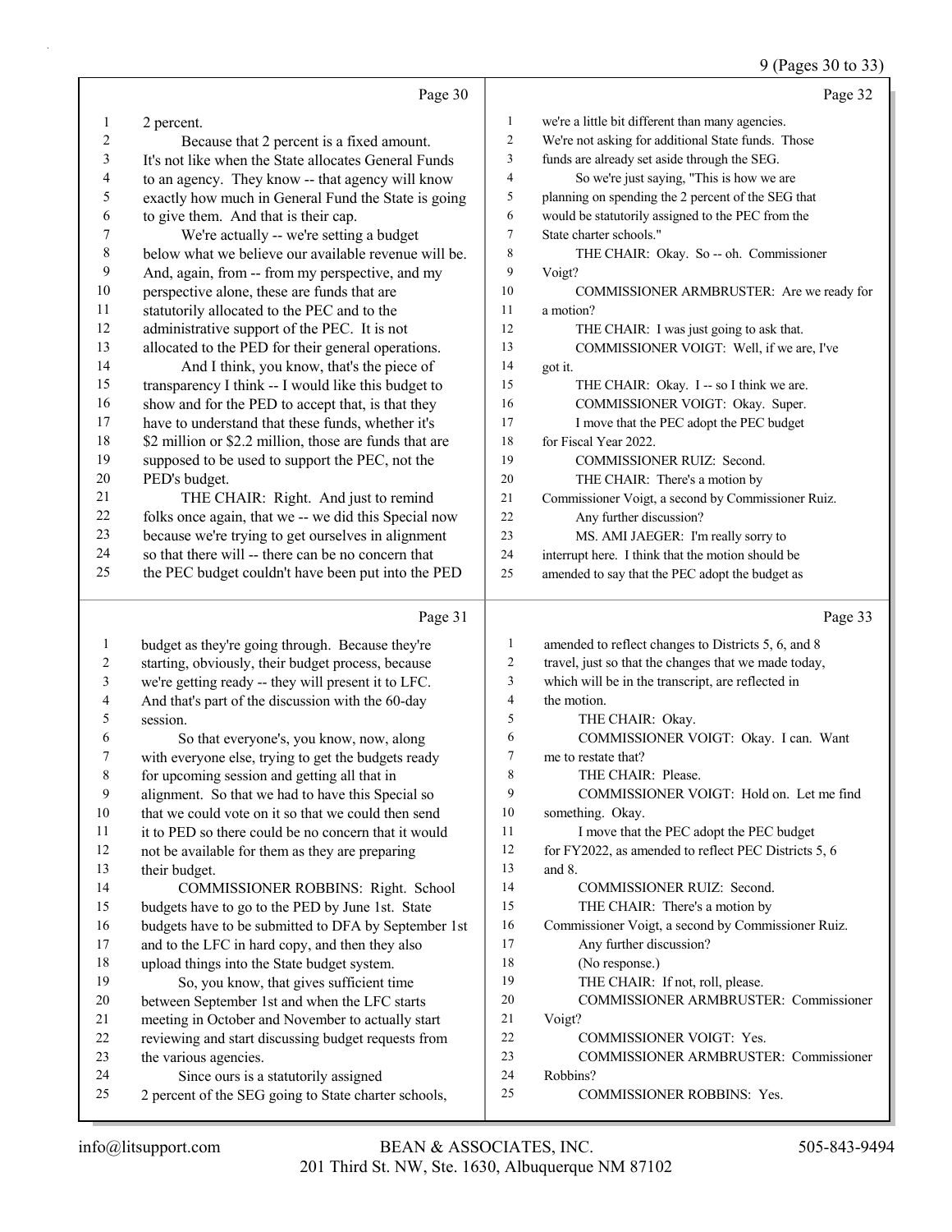Page 30

1 2 percent.
2 Because that 2 percent is a fixed amount.
3 It's not like when the State allocates General Funds
4 to an agency. They know -- that agency will know
5 exactly how much in General Fund the State is going
6 to give them. And that is their cap.
7 We're actually -- we're setting a budget
8 below what we believe our available revenue will be.
9 And, again, from -- from my perspective, and my
10 perspective alone, these are funds that are
11 statutorily allocated to the PEC and to the
12 administrative support of the PEC. It is not
13 allocated to the PED for their general operations.
14 And I think, you know, that's the piece of
15 transparency I think -- I would like this budget to
16 show and for the PED to accept that, is that they
17 have to understand that these funds, whether it's
18 $2 million or $2.2 million, those are funds that are
19 supposed to be used to support the PEC, not the
20 PED's budget.
21 THE CHAIR: Right. And just to remind
22 folks once again, that we -- we did this Special now
23 because we're trying to get ourselves in alignment
24 so that there will -- there can be no concern that
25 the PEC budget couldn't have been put into the PED

Page 31

1 budget as they're going through. Because they're
2 starting, obviously, their budget process, because
3 we're getting ready -- they will present it to LFC.
4 And that's part of the discussion with the 60-day
5 session.
6 So that everyone's, you know, now, along
7 with everyone else, trying to get the budgets ready
8 for upcoming session and getting all that in
9 alignment. So that we had to have this Special so
10 that we could vote on it so that we could then send
11 it to PED so there could be no concern that it would
12 not be available for them as they are preparing
13 their budget.
14 COMMISSIONER ROBBINS: Right. School
15 budgets have to go to the PED by June 1st. State
16 budgets have to be submitted to DFA by September 1st
17 and to the LFC in hard copy, and then they also
18 upload things into the State budget system.
19 So, you know, that gives sufficient time
20 between September 1st and when the LFC starts
21 meeting in October and November to actually start
22 reviewing and start discussing budget requests from
23 the various agencies.
24 Since ours is a statutorily assigned
25 2 percent of the SEG going to State charter schools,

Page 32

1 we're a little bit different than many agencies.
2 We're not asking for additional State funds. Those
3 funds are already set aside through the SEG.
4 So we're just saying, "This is how we are
5 planning on spending the 2 percent of the SEG that
6 would be statutorily assigned to the PEC from the
7 State charter schools."
8 THE CHAIR: Okay. So -- oh. Commissioner
9 Voigt?
10 COMMISSIONER ARMBRUSTER: Are we ready for
11 a motion?
12 THE CHAIR: I was just going to ask that.
13 COMMISSIONER VOIGT: Well, if we are, I've
14 got it.
15 THE CHAIR: Okay. I -- so I think we are.
16 COMMISSIONER VOIGT: Okay. Super.
17 I move that the PEC adopt the PEC budget
18 for Fiscal Year 2022.
19 COMMISSIONER RUIZ: Second.
20 THE CHAIR: There's a motion by
21 Commissioner Voigt, a second by Commissioner Ruiz.
22 Any further discussion?
23 MS. AMI JAEGER: I'm really sorry to
24 interrupt here. I think that the motion should be
25 amended to say that the PEC adopt the budget as

Page 33

1 amended to reflect changes to Districts 5, 6, and 8
2 travel, just so that the changes that we made today,
3 which will be in the transcript, are reflected in
4 the motion.
5 THE CHAIR: Okay.
6 COMMISSIONER VOIGT: Okay. I can. Want
7 me to restate that?
8 THE CHAIR: Please.
9 COMMISSIONER VOIGT: Hold on. Let me find
10 something. Okay.
11 I move that the PEC adopt the PEC budget
12 for FY2022, as amended to reflect PEC Districts 5, 6
13 and 8.
14 COMMISSIONER RUIZ: Second.
15 THE CHAIR: There's a motion by
16 Commissioner Voigt, a second by Commissioner Ruiz.
17 Any further discussion?
18 (No response.)
19 THE CHAIR: If not, roll, please.
20 COMMISSIONER ARMBRUSTER: Commissioner
21 Voigt?
22 COMMISSIONER VOIGT: Yes.
23 COMMISSIONER ARMBRUSTER: Commissioner
24 Robbins?
25 COMMISSIONER ROBBINS: Yes.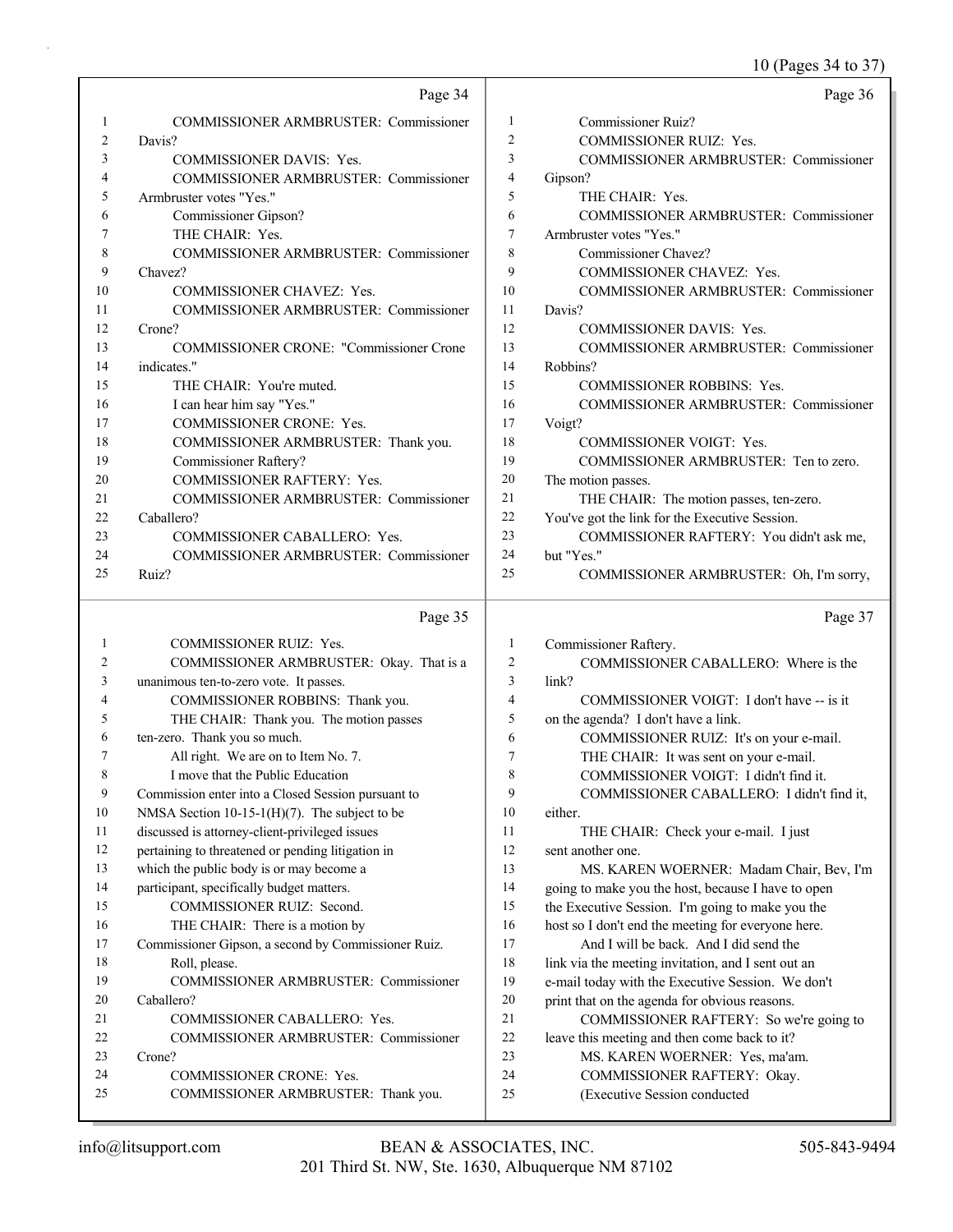Page 34

1 COMMISSIONER ARMBRUSTER: Commissioner
2 Davis?
3 COMMISSIONER DAVIS: Yes.
4 COMMISSIONER ARMBRUSTER: Commissioner
5 Armbruster votes "Yes."
6 Commissioner Gipson?
7 THE CHAIR: Yes.
8 COMMISSIONER ARMBRUSTER: Commissioner
9 Chavez?
10 COMMISSIONER CHAVEZ: Yes.
11 COMMISSIONER ARMBRUSTER: Commissioner
12 Crone?
13 COMMISSIONER CRONE: "Commissioner Crone
14 indicates."
15 THE CHAIR: You're muted.
16 I can hear him say "Yes."
17 COMMISSIONER CRONE: Yes.
18 COMMISSIONER ARMBRUSTER: Thank you.
19 Commissioner Raftery?
20 COMMISSIONER RAFTERY: Yes.
21 COMMISSIONER ARMBRUSTER: Commissioner
22 Caballero?
23 COMMISSIONER CABALLERO: Yes.
24 COMMISSIONER ARMBRUSTER: Commissioner
25 Ruiz?

Page 35

1 COMMISSIONER RUIZ: Yes.
2 COMMISSIONER ARMBRUSTER: Okay. That is a
3 unanimous ten-to-zero vote. It passes.
4 COMMISSIONER ROBBINS: Thank you.
5 THE CHAIR: Thank you. The motion passes
6 ten-zero. Thank you so much.
7 All right. We are on to Item No. 7.
8 I move that the Public Education
9 Commission enter into a Closed Session pursuant to
10 NMSA Section 10-15-1(H)(7). The subject to be
11 discussed is attorney-client-privileged issues
12 pertaining to threatened or pending litigation in
13 which the public body is or may become a
14 participant, specifically budget matters.
15 COMMISSIONER RUIZ: Second.
16 THE CHAIR: There is a motion by
17 Commissioner Gipson, a second by Commissioner Ruiz.
18 Roll, please.
19 COMMISSIONER ARMBRUSTER: Commissioner
20 Caballero?
21 COMMISSIONER CABALLERO: Yes.
22 COMMISSIONER ARMBRUSTER: Commissioner
23 Crone?
24 COMMISSIONER CRONE: Yes.
25 COMMISSIONER ARMBRUSTER: Thank you.

Page 36

1 Commissioner Ruiz?
2 COMMISSIONER RUIZ: Yes.
3 COMMISSIONER ARMBRUSTER: Commissioner
4 Gipson?
5 THE CHAIR: Yes.
6 COMMISSIONER ARMBRUSTER: Commissioner
7 Armbruster votes "Yes."
8 Commissioner Chavez?
9 COMMISSIONER CHAVEZ: Yes.
10 COMMISSIONER ARMBRUSTER: Commissioner
11 Davis?
12 COMMISSIONER DAVIS: Yes.
13 COMMISSIONER ARMBRUSTER: Commissioner
14 Robbins?
15 COMMISSIONER ROBBINS: Yes.
16 COMMISSIONER ARMBRUSTER: Commissioner
17 Voigt?
18 COMMISSIONER VOIGT: Yes.
19 COMMISSIONER ARMBRUSTER: Ten to zero.
20 The motion passes.
21 THE CHAIR: The motion passes, ten-zero.
22 You've got the link for the Executive Session.
23 COMMISSIONER RAFTERY: You didn't ask me,
24 but "Yes."
25 COMMISSIONER ARMBRUSTER: Oh, I'm sorry,

Page 37

1 Commissioner Raftery.
2 COMMISSIONER CABALLERO: Where is the
3 link?
4 COMMISSIONER VOIGT: I don't have -- is it
5 on the agenda? I don't have a link.
6 COMMISSIONER RUIZ: It's on your e-mail.
7 THE CHAIR: It was sent on your e-mail.
8 COMMISSIONER VOIGT: I didn't find it.
9 COMMISSIONER CABALLERO: I didn't find it,
10 either.
11 THE CHAIR: Check your e-mail. I just
12 sent another one.
13 MS. KAREN WOERNER: Madam Chair, Bev, I'm
14 going to make you the host, because I have to open
15 the Executive Session. I'm going to make you the
16 host so I don't end the meeting for everyone here.
17 And I will be back. And I did send the
18 link via the meeting invitation, and I sent out an
19 e-mail today with the Executive Session. We don't
20 print that on the agenda for obvious reasons.
21 COMMISSIONER RAFTERY: So we're going to
22 leave this meeting and then come back to it?
23 MS. KAREN WOERNER: Yes, ma'am.
24 COMMISSIONER RAFTERY: Okay.
25 (Executive Session conducted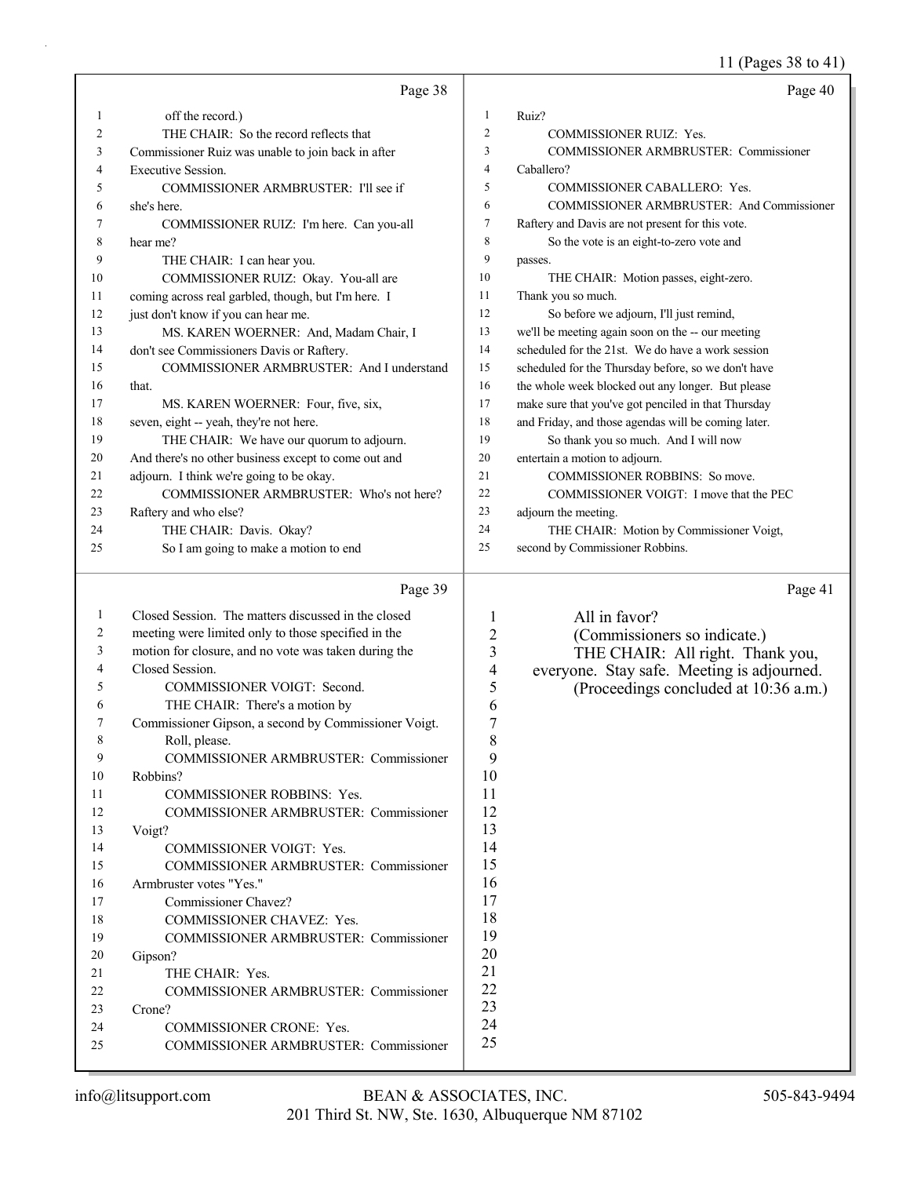Page 38

off the record.)

THE CHAIR: So the record reflects that Commissioner Ruiz was unable to join back in after Executive Session.

COMMISSIONER ARMBRUSTER: I'll see if she's here.

COMMISSIONER RUIZ: I'm here. Can you-all hear me?

THE CHAIR: I can hear you.

COMMISSIONER RUIZ: Okay. You-all are coming across real garbled, though, but I'm here. I just don't know if you can hear me.

MS. KAREN WOERNER: And, Madam Chair, I don't see Commissioners Davis or Raftery.

COMMISSIONER ARMBRUSTER: And I understand that.

MS. KAREN WOERNER: Four, five, six, seven, eight -- yeah, they're not here.

THE CHAIR: We have our quorum to adjourn. And there's no other business except to come out and adjourn. I think we're going to be okay.

COMMISSIONER ARMBRUSTER: Who's not here? Raftery and who else?

THE CHAIR: Davis. Okay?

So I am going to make a motion to end

Page 39

Closed Session. The matters discussed in the closed meeting were limited only to those specified in the motion for closure, and no vote was taken during the Closed Session.

COMMISSIONER VOIGT: Second.

THE CHAIR: There's a motion by Commissioner Gipson, a second by Commissioner Voigt.

Roll, please.

COMMISSIONER ARMBRUSTER: Commissioner Robbins?

COMMISSIONER ROBBINS: Yes.

COMMISSIONER ARMBRUSTER: Commissioner Voigt?

COMMISSIONER VOIGT: Yes.

COMMISSIONER ARMBRUSTER: Commissioner Armbruster votes "Yes."

Commissioner Chavez?

COMMISSIONER CHAVEZ: Yes.

COMMISSIONER ARMBRUSTER: Commissioner Gipson?

THE CHAIR: Yes.

COMMISSIONER ARMBRUSTER: Commissioner Crone?

COMMISSIONER CRONE: Yes.

COMMISSIONER ARMBRUSTER: Commissioner

Page 40

Ruiz?

COMMISSIONER RUIZ: Yes.

COMMISSIONER ARMBRUSTER: Commissioner Caballero?

COMMISSIONER CABALLERO: Yes.

COMMISSIONER ARMBRUSTER: And Commissioner Raftery and Davis are not present for this vote.

So the vote is an eight-to-zero vote and passes.

THE CHAIR: Motion passes, eight-zero. Thank you so much.

So before we adjourn, I'll just remind, we'll be meeting again soon on the -- our meeting scheduled for the 21st. We do have a work session scheduled for the Thursday before, so we don't have the whole week blocked out any longer. But please make sure that you've got penciled in that Thursday and Friday, and those agendas will be coming later.

So thank you so much. And I will now entertain a motion to adjourn.

COMMISSIONER ROBBINS: So move.

COMMISSIONER VOIGT: I move that the PEC adjourn the meeting.

THE CHAIR: Motion by Commissioner Voigt, second by Commissioner Robbins.

Page 41

All in favor?

(Commissioners so indicate.)

THE CHAIR: All right. Thank you, everyone. Stay safe. Meeting is adjourned.

(Proceedings concluded at 10:36 a.m.)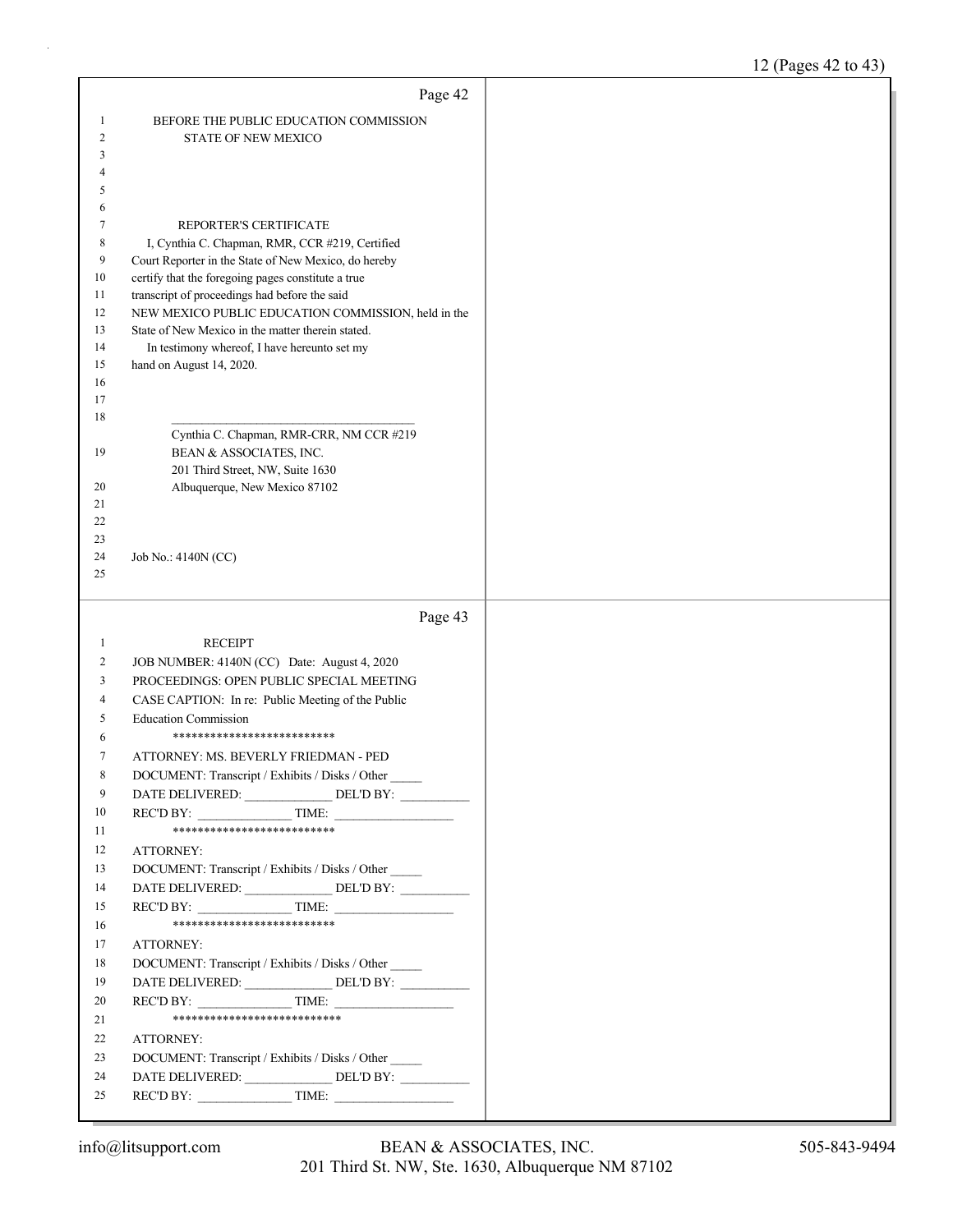BEFORE THE PUBLIC EDUCATION COMMISSION
STATE OF NEW MEXICO

REPORTER'S CERTIFICATE

I, Cynthia C. Chapman, RMR, CCR #219, Certified Court Reporter in the State of New Mexico, do hereby certify that the foregoing pages constitute a true transcript of proceedings had before the said NEW MEXICO PUBLIC EDUCATION COMMISSION, held in the State of New Mexico in the matter therein stated.

In testimony whereof, I have hereunto set my hand on August 14, 2020.

\_\_\_\_\_\_\_\_\_\_\_\_\_\_\_\_\_\_\_\_\_\_\_\_\_\_\_\_\_\_\_\_\_\_\_\_\_\_\_\_

Cynthia C. Chapman, RMR-CRR, NM CCR #219
BEAN & ASSOCIATES, INC.
201 Third Street, NW, Suite 1630
Albuquerque, New Mexico 87102

Job No.: 4140N (CC)

---

RECEIPT

JOB NUMBER: 4140N (CC) Date: August 4, 2020
PROCEEDINGS: OPEN PUBLIC SPECIAL MEETING
CASE CAPTION: In re: Public Meeting of the Public Education Commission

**************************

ATTORNEY: MS. BEVERLY FRIEDMAN - PED
DOCUMENT: Transcript / Exhibits / Disks / Other _____
DATE DELIVERED: _____________ DEL'D BY: __________
REC'D BY: ______________ TIME: _________________

**************************

ATTORNEY:
DOCUMENT: Transcript / Exhibits / Disks / Other _____
DATE DELIVERED: _____________ DEL'D BY: __________
REC'D BY: ______________ TIME: _________________

**************************

ATTORNEY:
DOCUMENT: Transcript / Exhibits / Disks / Other _____
DATE DELIVERED: _____________ DEL'D BY: __________
REC'D BY: ______________ TIME: _________________

***************************

ATTORNEY:
DOCUMENT: Transcript / Exhibits / Disks / Other _____
DATE DELIVERED: _____________ DEL'D BY: __________
REC'D BY: ______________ TIME: _________________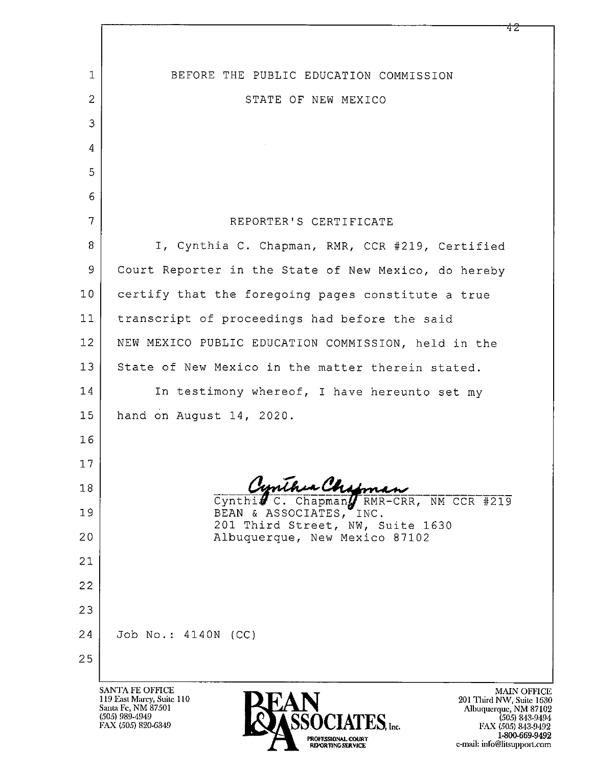BEFORE THE PUBLIC EDUCATION COMMISSION

STATE OF NEW MEXICO

REPORTER'S CERTIFICATE

I, Cynthia C. Chapman, RMR, CCR #219, Certified Court Reporter in the State of New Mexico, do hereby certify that the foregoing pages constitute a true transcript of proceedings had before the said NEW MEXICO PUBLIC EDUCATION COMMISSION, held in the State of New Mexico in the matter therein stated.

In testimony whereof, I have hereunto set my hand on August 14, 2020.

Cynthia C. Chapman, RMR-CRR, NM CCR #219
BEAN & ASSOCIATES, INC.
201 Third Street, NW, Suite 1630
Albuquerque, New Mexico 87102

Job No.: 4140N (CC)

SANTA FE OFFICE
119 East Marcy, Suite 110
Santa Fe, NM 87501
(505) 989-4949
FAX (505) 820-6349

BEAN & ASSOCIATES, Inc.
PROFESSIONAL COURT REPORTING SERVICE

MAIN OFFICE
201 Third NW, Suite 1630
Albuquerque, NM 87102
(505) 843-9494
FAX (505) 843-9492
1-800-669-9492
e-mail: info@litsupport.com